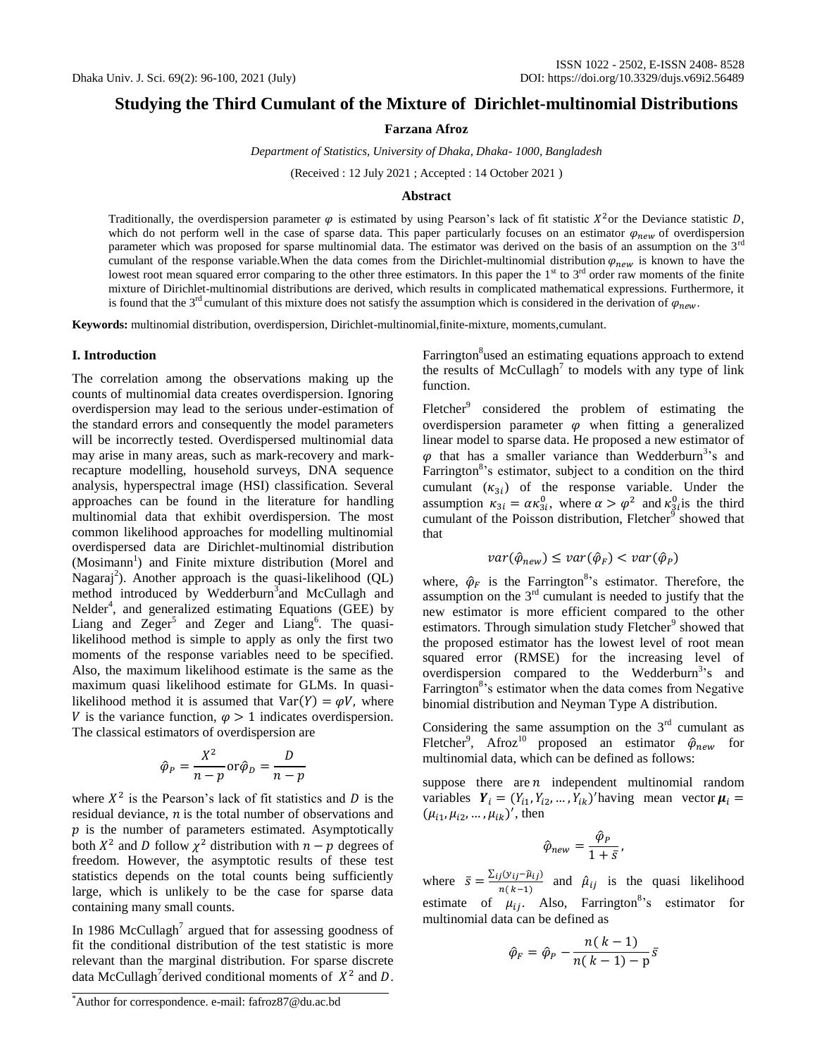# Studying the Third Cumulant of the Mixture of Dirichlet-multinomial Distributions

**Farzana Afroz**

*Department of Statistics, University of Dhaka, Dhaka- 1000, Bangladesh*

(Received : 12 July 2021 ; Accepted : 14 October 2021 )

## Abstract

Traditionally, the overdispersion parameter $\varphi$ is estimated by using Pearson's lack of fit statistic $X^2$or the Deviance statistic $D$, which do not perform well in the case of sparse data. This paper particularly focuses on an estimator $\varphi_{new}$ of overdispersion parameter which was proposed for sparse multinomial data. The estimator was derived on the basis of an assumption on the 3rd cumulant of the response variable.When the data comes from the Dirichlet-multinomial distribution $\varphi_{new}$ is known to have the lowest root mean squared error comparing to the other three estimators. In this paper the 1st to 3rd order raw moments of the finite mixture of Dirichlet-multinomial distributions are derived, which results in complicated mathematical expressions. Furthermore, it is found that the 3rd cumulant of this mixture does not satisfy the assumption which is considered in the derivation of $\varphi_{new}$.

**Keywords:** multinomial distribution, overdispersion, Dirichlet-multinomial,finite-mixture, moments,cumulant.

## I. Introduction

The correlation among the observations making up the counts of multinomial data creates overdispersion. Ignoring overdispersion may lead to the serious under-estimation of the standard errors and consequently the model parameters will be incorrectly tested. Overdispersed multinomial data may arise in many areas, such as mark-recovery and mark-recapture modelling, household surveys, DNA sequence analysis, hyperspectral image (HSI) classification. Several approaches can be found in the literature for handling multinomial data that exhibit overdispersion. The most common likelihood approaches for modelling multinomial overdispersed data are Dirichlet-multinomial distribution (Mosimann[1]) and Finite mixture distribution (Morel and Nagaraj[2]). Another approach is the quasi-likelihood (QL) method introduced by Wedderburn[3]and McCullagh and Nelder[4], and generalized estimating Equations (GEE) by Liang and Zeger[5] and Zeger and Liang[6]. The quasi-likelihood method is simple to apply as only the first two moments of the response variables need to be specified. Also, the maximum likelihood estimate is the same as the maximum quasi likelihood estimate for GLMs. In quasi-likelihood method it is assumed that $\text{Var}(Y) = \varphi V$, where $V$ is the variance function, $\varphi > 1$ indicates overdispersion. The classical estimators of overdispersion are

$$\hat{\varphi}_P = \frac{X^2}{n-p} \text{or} \hat{\varphi}_D = \frac{D}{n-p}$$

where $X^2$ is the Pearson's lack of fit statistics and $D$ is the residual deviance, $n$ is the total number of observations and $p$ is the number of parameters estimated. Asymptotically both $X^2$ and $D$ follow $\chi^2$ distribution with $n-p$ degrees of freedom. However, the asymptotic results of these test statistics depends on the total counts being sufficiently large, which is unlikely to be the case for sparse data containing many small counts.

In 1986 McCullagh[7] argued that for assessing goodness of fit the conditional distribution of the test statistic is more relevant than the marginal distribution. For sparse discrete data McCullagh[7]derived conditional moments of $X^2$ and $D$. Farrington[8]used an estimating equations approach to extend the results of McCullagh[7] to models with any type of link function.

Fletcher[9] considered the problem of estimating the overdispersion parameter $\varphi$ when fitting a generalized linear model to sparse data. He proposed a new estimator of $\varphi$ that has a smaller variance than Wedderburn[3]'s and Farrington[8]'s estimator, subject to a condition on the third cumulant ($\kappa_{3i}$) of the response variable. Under the assumption $\kappa_{3i} = \alpha\kappa_{3i}^0$, where $\alpha > \varphi^2$ and $\kappa_{3i}^0$is the third cumulant of the Poisson distribution, Fletcher[9] showed that that

$$var(\hat{\varphi}_{new}) \leq var(\hat{\varphi}_F) < var(\hat{\varphi}_P)$$

where, $\hat{\varphi}_F$ is the Farrington[8]'s estimator. Therefore, the assumption on the 3rd cumulant is needed to justify that the new estimator is more efficient compared to the other estimators. Through simulation study Fletcher[9] showed that the proposed estimator has the lowest level of root mean squared error (RMSE) for the increasing level of overdispersion compared to the Wedderburn[3]'s and Farrington[8]'s estimator when the data comes from Negative binomial distribution and Neyman Type A distribution.

Considering the same assumption on the 3rd cumulant as Fletcher[9], Afroz[10] proposed an estimator $\hat{\varphi}_{new}$ for multinomial data, which can be defined as follows:

suppose there are $n$ independent multinomial random variables $\boldsymbol{Y}_i = (Y_{i1}, Y_{i2}, \dots, Y_{ik})'$having mean vector $\boldsymbol{\mu}_i = (\mu_{i1}, \mu_{i2}, \dots, \mu_{ik})'$, then

$$\hat{\varphi}_{new} = \frac{\hat{\varphi}_P}{1+\bar{s}},$$

where $\bar{s} = \frac{\sum_{ij}(y_{ij} - \hat{\mu}_{ij})}{n(k-1)}$ and $\hat{\mu}_{ij}$ is the quasi likelihood estimate of $\mu_{ij}$. Also, Farrington[8]'s estimator for multinomial data can be defined as

$$\hat{\varphi}_F = \hat{\varphi}_P - \frac{n(k-1)}{n(k-1)-\text{p}}\bar{s}$$

---

*Author for correspondence. e-mail: fafroz87@du.ac.bd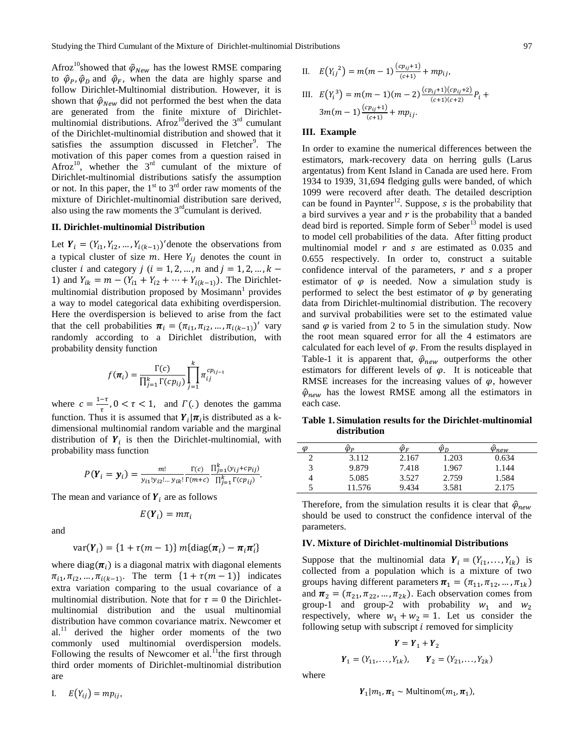Afroz[10] showed that $\hat{\varphi}_{New}$ has the lowest RMSE comparing to $\hat{\varphi}_P, \hat{\varphi}_D$ and $\hat{\varphi}_F$, when the data are highly sparse and follow Dirichlet-Multinomial distribution. However, it is shown that $\hat{\varphi}_{New}$ did not performed the best when the data are generated from the finite mixture of Dirichlet-multinomial distributions. Afroz[10] derived the 3rd cumulant of the Dirichlet-multinomial distribution and showed that it satisfies the assumption discussed in Fletcher[9]. The motivation of this paper comes from a question raised in Afroz[10], whether the 3rd cumulant of the mixture of Dirichlet-multinomial distributions satisfy the assumption or not. In this paper, the 1st to 3rd order raw moments of the mixture of Dirichlet-multinomial distribution sare derived, also using the raw moments the 3rd cumulant is derived.

## II. Dirichlet-multinomial Distribution

Let $\boldsymbol{Y}_i = (Y_{i1}, Y_{i2}, \dots, Y_{i(k-1)})'$ denote the observations from a typical cluster of size $m$. Here $Y_{ij}$ denotes the count in cluster $i$ and category $j$ ($i = 1, 2, \dots, n$ and $j = 1, 2, \dots, k-1$) and $Y_{ik} = m - (Y_{i1} + Y_{i2} + \cdots + Y_{i(k-1)})$. The Dirichlet-multinomial distribution proposed by Mosimann[1] provides a way to model categorical data exhibiting overdispersion. Here the overdispersion is believed to arise from the fact that the cell probabilities $\boldsymbol{\pi}_i = (\pi_{i1}, \pi_{i2}, \dots, \pi_{i(k-1)})'$ vary randomly according to a Dirichlet distribution, with probability density function

$$f(\boldsymbol{\pi}_i) = \frac{\Gamma(c)}{\prod_{j=1}^{k} \Gamma(cp_{ij})} \prod_{j=1}^{k} \pi_{ij}^{cp_{ij-1}}$$

where $c = \frac{1-\tau}{\tau}, 0 < \tau < 1,$ and $\Gamma(.)$ denotes the gamma function. Thus it is assumed that $\boldsymbol{Y}_i|\boldsymbol{\pi}_i$ is distributed as a k-dimensional multinomial random variable and the marginal distribution of $\boldsymbol{Y}_i$ is then the Dirichlet-multinomial, with probability mass function

$$P(\boldsymbol{Y}_i = \boldsymbol{y}_i) = \frac{m!}{y_{i1}! y_{i2}! \dots y_{ik}!} \frac{\Gamma(c)}{\Gamma(m+c)} \frac{\prod_{j=1}^{k} (y_{ij} + cp_{ij})}{\prod_{j=1}^{k} \Gamma(cp_{ij})}.$$

The mean and variance of $\boldsymbol{Y}_i$ are as follows

$$E(\boldsymbol{Y}_i) = m\pi_i$$

and

$$\text{var}(\boldsymbol{Y}_i) = \{1 + \tau(m-1)\}\, m\{\text{diag}(\boldsymbol{\pi}_i) - \boldsymbol{\pi}_i \boldsymbol{\pi}_i'\}$$

where $\text{diag}(\boldsymbol{\pi}_i)$ is a diagonal matrix with diagonal elements $\pi_{i1}, \pi_{i2}, \dots, \pi_{i(k-1)}$. The term $\{1 + \tau(m-1)\}$ indicates extra variation comparing to the usual covariance of a multinomial distribution. Note that for $\tau = 0$ the Dirichlet-multinomial distribution and the usual multinomial distribution have common covariance matrix. Newcomer et al.[11] derived the higher order moments of the two commonly used multinomial overdispersion models. Following the results of Newcomer et al.[11] the first through third order moments of Dirichlet-multinomial distribution are

I. $E(Y_{ij}) = mp_{ij}$,

II. $E(Y_{ij}^{\,2}) = m(m-1)\frac{(cp_{ij}+1)}{(c+1)} + mp_{ij}$,

III. $E(Y_i^{\,3}) = m(m-1)(m-2)\frac{(cp_{ij}+1)(cp_{ij}+2)}{(c+1)(c+2)} P_i + 3m(m-1)\frac{(cp_{ij}+1)}{(c+1)} + mp_{ij}$.

## III. Example

In order to examine the numerical differences between the estimators, mark-recovery data on herring gulls (Larus argentatus) from Kent Island in Canada are used here. From 1934 to 1939, 31,694 fledging gulls were banded, of which 1099 were recoverd after death. The detailed description can be found in Paynter[12]. Suppose, $s$ is the probability that a bird survives a year and $r$ is the probability that a banded dead bird is reported. Simple form of Seber[13] model is used to model cell probabilities of the data. After fitting product multinomial model $r$ and $s$ are estimated as 0.035 and 0.655 respectively. In order to, construct a suitable confidence interval of the parameters, $r$ and $s$ a proper estimator of $\varphi$ is needed. Now a simulation study is performed to select the best estimator of $\varphi$ by generating data from Dirichlet-multinomial distribution. The recovery and survival probabilities were set to the estimated value sand $\varphi$ is varied from 2 to 5 in the simulation study. Now the root mean squared error for all the 4 estimators are calculated for each level of $\varphi$. From the results displayed in Table-1 it is apparent that, $\hat{\varphi}_{new}$ outperforms the other estimators for different levels of $\varphi$. It is noticeable that RMSE increases for the increasing values of $\varphi$, however $\hat{\varphi}_{new}$ has the lowest RMSE among all the estimators in each case.

**Table 1. Simulation results for the Dirichlet-multinomial distribution**

| $\varphi$ | $\hat{\varphi}_P$ | $\hat{\varphi}_F$ | $\hat{\varphi}_D$ | $\hat{\varphi}_{new}$ |
|---|---|---|---|---|
| 2 | 3.112 | 2.167 | 1.203 | 0.634 |
| 3 | 9.879 | 7.418 | 1.967 | 1.144 |
| 4 | 5.085 | 3.527 | 2.759 | 1.584 |
| 5 | 11.576 | 9.434 | 3.581 | 2.175 |

Therefore, from the simulation results it is clear that $\hat{\varphi}_{new}$ should be used to construct the confidence interval of the parameters.

## IV. Mixture of Dirichlet-multinomial Distributions

Suppose that the multinomial data $\boldsymbol{Y}_i = (Y_{i1}, \dots, Y_{ik})$ is collected from a population which is a mixture of two groups having different parameters $\boldsymbol{\pi}_1 = (\pi_{11}, \pi_{12}, \dots, \pi_{1k})$ and $\boldsymbol{\pi}_2 = (\pi_{21}, \pi_{22}, \dots, \pi_{2k})$. Each observation comes from group-1 and group-2 with probability $w_1$ and $w_2$ respectively, where $w_1 + w_2 = 1$. Let us consider the following setup with subscript $i$ removed for simplicity

$$\boldsymbol{Y} = \boldsymbol{Y}_1 + \boldsymbol{Y}_2$$

$$\boldsymbol{Y}_1 = (Y_{11}, \dots, Y_{1k}), \qquad \boldsymbol{Y}_2 = (Y_{21}, \dots, Y_{2k})$$

where

$$\boldsymbol{Y}_1 | m_1, \boldsymbol{\pi}_1 \sim \text{Multinom}(m_1, \boldsymbol{\pi}_1),$$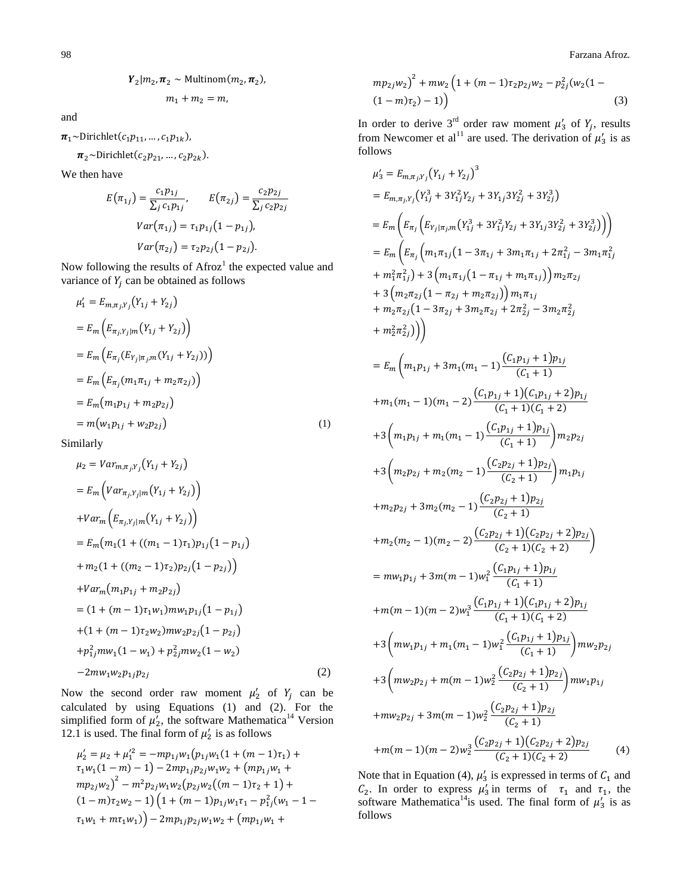$$\boldsymbol{Y}_2|m_2, \boldsymbol{\pi}_2 \sim \text{Multinom}(m_2, \boldsymbol{\pi}_2),$$
$$m_1 + m_2 = m,$$

and

$\boldsymbol{\pi}_1 \sim \text{Dirichlet}(c_1 p_{11}, \dots, c_1 p_{1k}),$

$\boldsymbol{\pi}_2 \sim \text{Dirichlet}(c_2 p_{21}, \dots, c_2 p_{2k}).$

We then have

$$E(\pi_{1j}) = \frac{c_1 p_{1j}}{\sum_j c_1 p_{1j}}, \qquad E(\pi_{2j}) = \frac{c_2 p_{2j}}{\sum_j c_2 p_{2j}}$$
$$Var(\pi_{1j}) = \tau_1 p_{1j}(1 - p_{1j}),$$
$$Var(\pi_{2j}) = \tau_2 p_{2j}(1 - p_{2j}).$$

Now following the results of Afroz[1] the expected value and variance of $Y_j$ can be obtained as follows

$$\begin{aligned}
\mu_1' &= E_{m,\pi_j,Y_j}(Y_{1j} + Y_{2j}) \\
&= E_m\left(E_{\pi_j,Y_j|m}(Y_{1j} + Y_{2j})\right) \\
&= E_m\left(E_{\pi_j}(E_{Y_j|\pi_j,m}(Y_{1j} + Y_{2j}))\right) \\
&= E_m\left(E_{\pi_j}(m_1\pi_{1j} + m_2\pi_{2j})\right) \\
&= E_m(m_1 p_{1j} + m_2 p_{2j}) \\
&= m(w_1 p_{1j} + w_2 p_{2j}) \qquad (1)
\end{aligned}$$

Similarly

$$\begin{aligned}
\mu_2 &= Var_{m,\pi_j,Y_j}(Y_{1j} + Y_{2j}) \\
&= E_m\left(Var_{\pi_j,Y_j|m}(Y_{1j} + Y_{2j})\right) \\
&\quad + Var_m\left(E_{\pi_j,Y_j|m}(Y_{1j} + Y_{2j})\right) \\
&= E_m\big(m_1(1 + ((m_1 - 1)\tau_1)p_{1j}(1 - p_{1j}) \\
&\quad + m_2(1 + ((m_2 - 1)\tau_2)p_{2j}(1 - p_{2j})\big) \\
&\quad + Var_m(m_1 p_{1j} + m_2 p_{2j}) \\
&= (1 + (m-1)\tau_1 w_1)m w_1 p_{1j}(1 - p_{1j}) \\
&\quad + (1 + (m-1)\tau_2 w_2)m w_2 p_{2j}(1 - p_{2j}) \\
&\quad + p_{1j}^2 m w_1(1 - w_1) + p_{2j}^2 m w_2(1 - w_2) \\
&\quad - 2m w_1 w_2 p_{1j} p_{2j} \qquad (2)
\end{aligned}$$

Now the second order raw moment $\mu_2'$ of $Y_j$ can be calculated by using Equations (1) and (2). For the simplified form of $\mu_2'$, the software Mathematica[14] Version 12.1 is used. The final form of $\mu_2'$ is as follows

$$\begin{aligned}
\mu_2' = \mu_2 + \mu_1'^2 &= -m p_{1j} w_1\big(p_{1j} w_1(1 + (m-1)\tau_1) + \tau_1 w_1(1 - m) - 1\big) - 2m p_{1j} p_{2j} w_1 w_2 + \big(m p_{1j} w_1 + m p_{2j} w_2\big)^2 - m^2 p_{2j} w_1 w_2\big(p_{2j} w_2((m-1)\tau_2 + 1) + (1 - m)\tau_2 w_2 - 1\big)\big(1 + (m-1)p_{1j} w_1 \tau_1 - p_{1j}^2(w_1 - 1 - \tau_1 w_1 + m\tau_1 w_1)\big) - 2m p_{1j} p_{2j} w_1 w_2 + \big(m p_{1j} w_1 + m p_{2j} w_2\big)^2 + m w_2\big(1 + (m-1)\tau_2 p_{2j} w_2 - p_{2j}^2(w_2(1 - (1 - m)\tau_2) - 1)\big) \qquad (3)
\end{aligned}$$

In order to derive 3rd order raw moment $\mu_3'$ of $Y_j$, results from Newcomer et al[11] are used. The derivation of $\mu_3'$ is as follows

$$\begin{aligned}
\mu_3' &= E_{m,\pi_j,Y_j}(Y_{1j} + Y_{2j})^3 \\
&= E_{m,\pi_j,Y_j}(Y_{1j}^3 + 3Y_{1j}^2 Y_{2j} + 3Y_{1j}3Y_{2j}^2 + 3Y_{2j}^3) \\
&= E_m\left(E_{\pi_j}\left(E_{Y_j|\pi_j,m}(Y_{1j}^3 + 3Y_{1j}^2 Y_{2j} + 3Y_{1j}3Y_{2j}^2 + 3Y_{2j}^3)\right)\right) \\
&= E_m\Big(E_{\pi_j}\Big(m_1\pi_{1j}(1 - 3\pi_{1j} + 3m_1\pi_{1j} + 2\pi_{1j}^2 - 3m_1\pi_{1j}^2 \\
&\quad + m_1^2\pi_{1j}^2) + 3\big(m_1\pi_{1j}(1 - \pi_{1j} + m_1\pi_{1j})\big)m_2\pi_{2j} \\
&\quad + 3\big(m_2\pi_{2j}(1 - \pi_{2j} + m_2\pi_{2j})\big)m_1\pi_{1j} \\
&\quad + m_2\pi_{2j}(1 - 3\pi_{2j} + 3m_2\pi_{2j} + 2\pi_{2j}^2 - 3m_2\pi_{2j}^2 \\
&\quad + m_2^2\pi_{2j}^2)\Big)\Big) \\
&= E_m\bigg(m_1 p_{1j} + 3m_1(m_1 - 1)\frac{(C_1 p_{1j} + 1)p_{1j}}{(C_1 + 1)} \\
&\quad + m_1(m_1 - 1)(m_1 - 2)\frac{(C_1 p_{1j} + 1)(C_1 p_{1j} + 2)p_{1j}}{(C_1 + 1)(C_1 + 2)} \\
&\quad + 3\left(m_1 p_{1j} + m_1(m_1 - 1)\frac{(C_1 p_{1j} + 1)p_{1j}}{(C_1 + 1)}\right)m_2 p_{2j} \\
&\quad + 3\left(m_2 p_{2j} + m_2(m_2 - 1)\frac{(C_2 p_{2j} + 1)p_{2j}}{(C_2 + 1)}\right)m_1 p_{1j} \\
&\quad + m_2 p_{2j} + 3m_2(m_2 - 1)\frac{(C_2 p_{2j} + 1)p_{2j}}{(C_2 + 1)} \\
&\quad + m_2(m_2 - 1)(m_2 - 2)\frac{(C_2 p_{2j} + 1)(C_2 p_{2j} + 2)p_{2j}}{(C_2 + 1)(C_2 + 2)}\bigg) \\
&= m w_1 p_{1j} + 3m(m-1)w_1^2\frac{(C_1 p_{1j} + 1)p_{1j}}{(C_1 + 1)} \\
&\quad + m(m-1)(m-2)w_1^3\frac{(C_1 p_{1j} + 1)(C_1 p_{1j} + 2)p_{1j}}{(C_1 + 1)(C_1 + 2)} \\
&\quad + 3\left(m w_1 p_{1j} + m_1(m_1 - 1)w_1^2\frac{(C_1 p_{1j} + 1)p_{1j}}{(C_1 + 1)}\right)m w_2 p_{2j} \\
&\quad + 3\left(m w_2 p_{2j} + m(m-1)w_2^2\frac{(C_2 p_{2j} + 1)p_{2j}}{(C_2 + 1)}\right)m w_1 p_{1j} \\
&\quad + m w_2 p_{2j} + 3m(m-1)w_2^2\frac{(C_2 p_{2j} + 1)p_{2j}}{(C_2 + 1)} \\
&\quad + m(m-1)(m-2)w_2^3\frac{(C_2 p_{2j} + 1)(C_2 p_{2j} + 2)p_{2j}}{(C_2 + 1)(C_2 + 2)} \qquad (4)
\end{aligned}$$

Note that in Equation (4), $\mu_3'$ is expressed in terms of $C_1$ and $C_2$. In order to express $\mu_3'$ in terms of $\tau_1$ and $\tau_1$, the software Mathematica[14] is used. The final form of $\mu_3'$ is as follows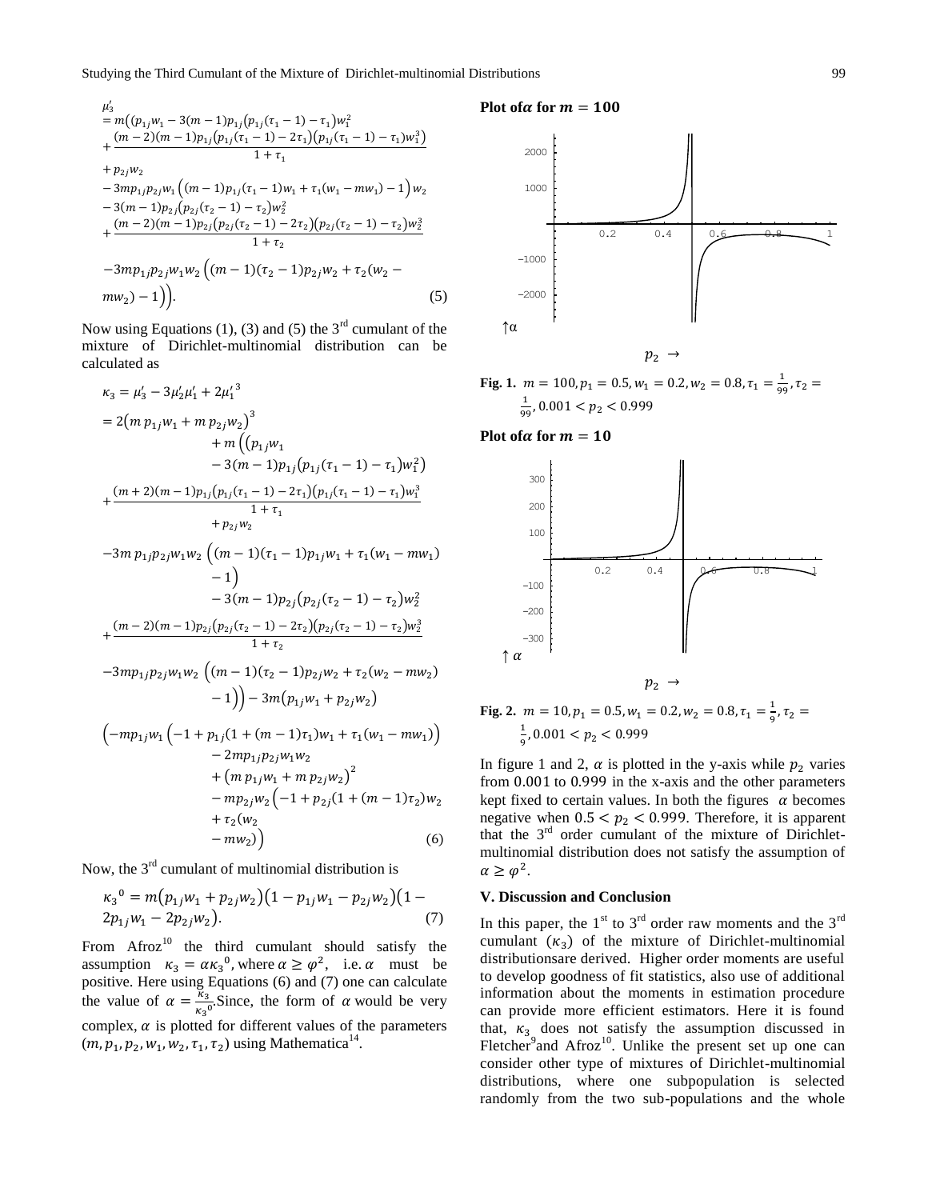$$
\begin{aligned}
\mu_3' &= m\big((p_{1j}w_1 - 3(m-1)p_{1j}(p_{1j}(\tau_1 - 1) - \tau_1)w_1^2 \\
&+ \frac{(m-2)(m-1)p_{1j}(p_{1j}(\tau_1-1) - 2\tau_1)(p_{1j}(\tau_1-1)-\tau_1)w_1^3)}{1+\tau_1} \\
&+ p_{2j}w_2 \\
&- 3mp_{1j}p_{2j}w_1\Big((m-1)p_{1j}(\tau_1-1)w_1 + \tau_1(w_1 - mw_1) - 1\Big)w_2 \\
&- 3(m-1)p_{2j}(p_{2j}(\tau_2-1) - \tau_2)w_2^2 \\
&+ \frac{(m-2)(m-1)p_{2j}(p_{2j}(\tau_2-1)-2\tau_2)(p_{2j}(\tau_2-1)-\tau_2)w_2^3}{1+\tau_2} \\
&- 3mp_{1j}p_{2j}w_1w_2\Big((m-1)(\tau_2-1)p_{2j}w_2 + \tau_2(w_2 - mw_2) - 1\Big)\Big).
\end{aligned} \tag{5}
$$

Now using Equations (1), (3) and (5) the 3rd cumulant of the mixture of Dirichlet-multinomial distribution can be calculated as

$$
\begin{aligned}
\kappa_3 &= \mu_3' - 3\mu_2'\mu_1' + 2\mu_1'^3 \\
&= 2(m\,p_{1j}w_1 + m\,p_{2j}w_2)^3 \\
&\quad + m\Big((p_{1j}w_1 - 3(m-1)p_{1j}(p_{1j}(\tau_1-1)-\tau_1)w_1^2) \\
&+ \frac{(m+2)(m-1)p_{1j}(p_{1j}(\tau_1-1)-2\tau_1)(p_{1j}(\tau_1-1)-\tau_1)w_1^3}{1+\tau_1} \\
&\quad + p_{2j}w_2 \\
&- 3m\,p_{1j}p_{2j}w_1w_2\Big((m-1)(\tau_1-1)p_{1j}w_1 + \tau_1(w_1 - mw_1) - 1\Big) \\
&\quad - 3(m-1)p_{2j}(p_{2j}(\tau_2-1)-\tau_2)w_2^2 \\
&+ \frac{(m-2)(m-1)p_{2j}(p_{2j}(\tau_2-1)-2\tau_2)(p_{2j}(\tau_2-1)-\tau_2)w_2^3}{1+\tau_2} \\
&- 3mp_{1j}p_{2j}w_1w_2\Big((m-1)(\tau_2-1)p_{2j}w_2 + \tau_2(w_2 - mw_2) - 1\Big)\Big) - 3m(p_{1j}w_1 + p_{2j}w_2) \\
&\Big(-mp_{1j}w_1\big(-1 + p_{1j}(1+(m-1)\tau_1)w_1 + \tau_1(w_1 - mw_1)\big) \\
&\quad - 2mp_{1j}p_{2j}w_1w_2 \\
&\quad + (m\,p_{1j}w_1 + m\,p_{2j}w_2)^2 \\
&\quad - mp_{2j}w_2\big(-1 + p_{2j}(1+(m-1)\tau_2)w_2 + \tau_2(w_2 - mw_2)\big)\Big)
\end{aligned} \tag{6}
$$

Now, the 3rd cumulant of multinomial distribution is

$$
\kappa_3{}^0 = m(p_{1j}w_1 + p_{2j}w_2)(1 - p_{1j}w_1 - p_{2j}w_2)(1 - 2p_{1j}w_1 - 2p_{2j}w_2). \tag{7}
$$

From Afroz[10] the third cumulant should satisfy the assumption $\kappa_3 = \alpha\kappa_3{}^0$, where $\alpha \geq \varphi^2$, i.e. $\alpha$ must be positive. Here using Equations (6) and (7) one can calculate the value of $\alpha = \frac{\kappa_3}{\kappa_3{}^0}$. Since, the form of $\alpha$ would be very complex, $\alpha$ is plotted for different values of the parameters $(m, p_1, p_2, w_1, w_2, \tau_1, \tau_2)$ using Mathematica[14].

**Plot of $\alpha$ for $m = 100$**

**Fig. 1.** $m = 100, p_1 = 0.5, w_1 = 0.2, w_2 = 0.8, \tau_1 = \frac{1}{99}, \tau_2 = \frac{1}{99}, 0.001 < p_2 < 0.999$

**Plot of $\alpha$ for $m = 10$**

**Fig. 2.** $m = 10, p_1 = 0.5, w_1 = 0.2, w_2 = 0.8, \tau_1 = \frac{1}{9}, \tau_2 = \frac{1}{9}, 0.001 < p_2 < 0.999$

In figure 1 and 2, $\alpha$ is plotted in the y-axis while $p_2$ varies from 0.001 to 0.999 in the x-axis and the other parameters kept fixed to certain values. In both the figures $\alpha$ becomes negative when $0.5 < p_2 < 0.999$. Therefore, it is apparent that the 3rd order cumulant of the mixture of Dirichlet-multinomial distribution does not satisfy the assumption of $\alpha \geq \varphi^2$.

## V. Discussion and Conclusion

In this paper, the 1st to 3rd order raw moments and the 3rd cumulant $(\kappa_3)$ of the mixture of Dirichlet-multinomial distributionsare derived. Higher order moments are useful to develop goodness of fit statistics, also use of additional information about the moments in estimation procedure can provide more efficient estimators. Here it is found that, $\kappa_3$ does not satisfy the assumption discussed in Fletcher[9]and Afroz[10]. Unlike the present set up one can consider other type of mixtures of Dirichlet-multinomial distributions, where one subpopulation is selected randomly from the two sub-populations and the whole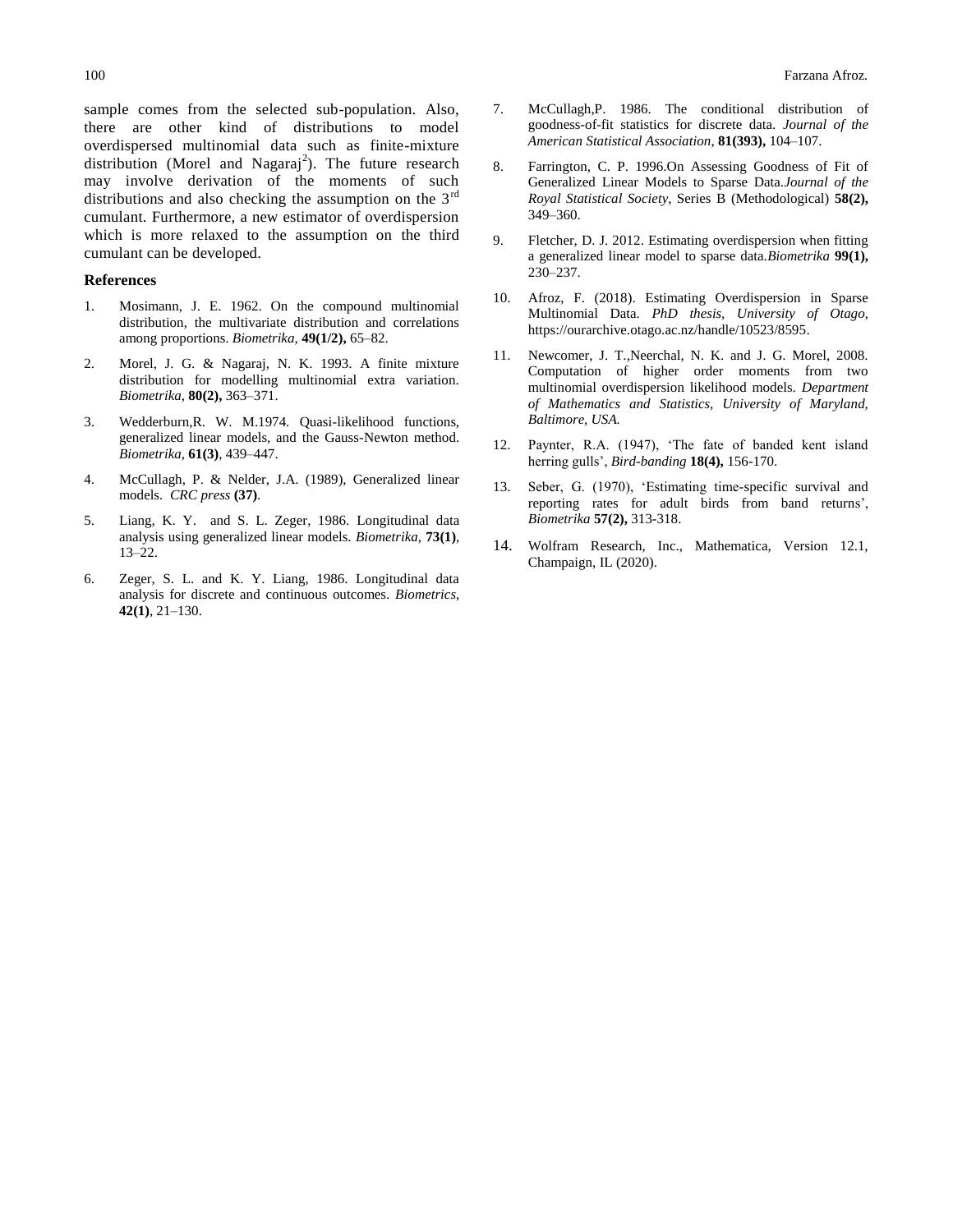sample comes from the selected sub-population. Also, there are other kind of distributions to model overdispersed multinomial data such as finite-mixture distribution (Morel and Nagaraj[2]). The future research may involve derivation of the moments of such distributions and also checking the assumption on the 3rd cumulant. Furthermore, a new estimator of overdispersion which is more relaxed to the assumption on the third cumulant can be developed.

## References

1. Mosimann, J. E. 1962. On the compound multinomial distribution, the multivariate distribution and correlations among proportions. *Biometrika*, **49(1/2),** 65–82.

2. Morel, J. G. & Nagaraj, N. K. 1993. A finite mixture distribution for modelling multinomial extra variation. *Biometrika*, **80(2),** 363–371.

3. Wedderburn,R. W. M.1974. Quasi-likelihood functions, generalized linear models, and the Gauss-Newton method. *Biometrika*, **61(3)**, 439–447.

4. McCullagh, P. & Nelder, J.A. (1989), Generalized linear models. *CRC press* **(37)**.

5. Liang, K. Y. and S. L. Zeger, 1986. Longitudinal data analysis using generalized linear models. *Biometrika*, **73(1)**, 13–22.

6. Zeger, S. L. and K. Y. Liang, 1986. Longitudinal data analysis for discrete and continuous outcomes. *Biometrics*, **42(1)**, 21–130.

7. McCullagh,P. 1986. The conditional distribution of goodness-of-fit statistics for discrete data. *Journal of the American Statistical Association*, **81(393),** 104–107.

8. Farrington, C. P. 1996.On Assessing Goodness of Fit of Generalized Linear Models to Sparse Data.*Journal of the Royal Statistical Society*, Series B (Methodological) **58(2),** 349–360.

9. Fletcher, D. J. 2012. Estimating overdispersion when fitting a generalized linear model to sparse data.*Biometrika* **99(1),** 230–237.

10. Afroz, F. (2018). Estimating Overdispersion in Sparse Multinomial Data. *PhD thesis, University of Otago*, https://ourarchive.otago.ac.nz/handle/10523/8595.

11. Newcomer, J. T.,Neerchal, N. K. and J. G. Morel, 2008. Computation of higher order moments from two multinomial overdispersion likelihood models. *Department of Mathematics and Statistics, University of Maryland, Baltimore, USA.*

12. Paynter, R.A. (1947), 'The fate of banded kent island herring gulls', *Bird-banding* **18(4),** 156-170.

13. Seber, G. (1970), 'Estimating time-specific survival and reporting rates for adult birds from band returns', *Biometrika* **57(2),** 313-318.

14. Wolfram Research, Inc., Mathematica, Version 12.1, Champaign, IL (2020).